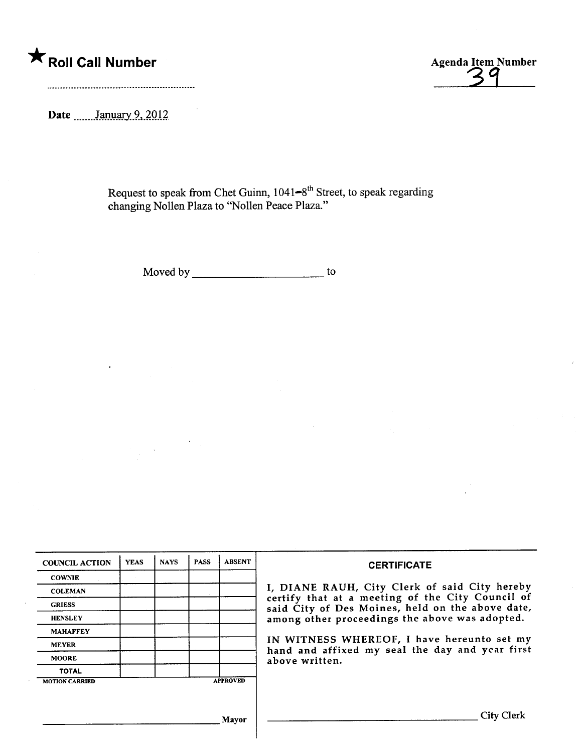★ **Roll Call Number**

..........................................................

**Agenda Item Number**

39

**Date** January 9, 2012

Request to speak from Chet Guinn, 1041–8$^{th}$ Street, to speak regarding changing Nollen Plaza to "Nollen Peace Plaza."

Moved by ______________________ to

| COUNCIL ACTION | YEAS | NAYS | PASS | ABSENT |
|---|---|---|---|---|
| COWNIE | | | | |
| COLEMAN | | | | |
| GRIESS | | | | |
| HENSLEY | | | | |
| MAHAFFEY | | | | |
| MEYER | | | | |
| MOORE | | | | |
| TOTAL | | | | |
| MOTION CARRIED | | | | APPROVED |

______________________________ Mayor

**CERTIFICATE**

I, DIANE RAUH, City Clerk of said City hereby certify that at a meeting of the City Council of said City of Des Moines, held on the above date, among other proceedings the above was adopted.

IN WITNESS WHEREOF, I have hereunto set my hand and affixed my seal the day and year first above written.

______________________________ City Clerk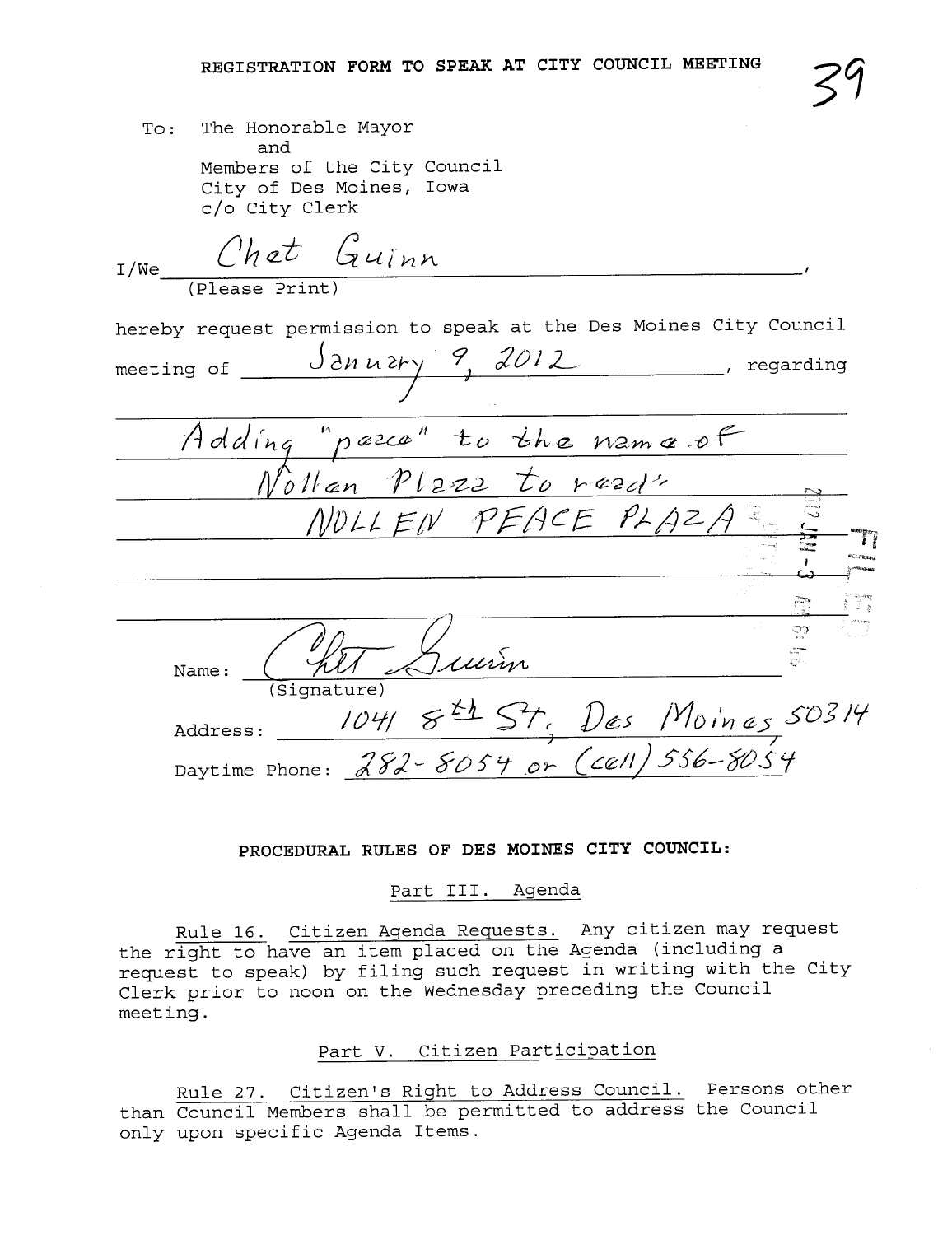# REGISTRATION FORM TO SPEAK AT CITY COUNCIL MEETING

39

To: The Honorable Mayor
and
Members of the City Council
City of Des Moines, Iowa
c/o City Clerk

I/We Chet Guinn,
(Please Print)

hereby request permission to speak at the Des Moines City Council meeting of January 9, 2012, regarding

Adding "peace" to the name of Nollen Plaza to read: NOLLEN PEACE PLAZA

2012 JAN -3 AM 8:49

Name: Chet Guinn
(Signature)

Address: 1041 8th St, Des Moines 50314

Daytime Phone: 282-8054 or (cell) 556-8054

## PROCEDURAL RULES OF DES MOINES CITY COUNCIL:

### Part III. Agenda

Rule 16. Citizen Agenda Requests. Any citizen may request the right to have an item placed on the Agenda (including a request to speak) by filing such request in writing with the City Clerk prior to noon on the Wednesday preceding the Council meeting.

### Part V. Citizen Participation

Rule 27. Citizen's Right to Address Council. Persons other than Council Members shall be permitted to address the Council only upon specific Agenda Items.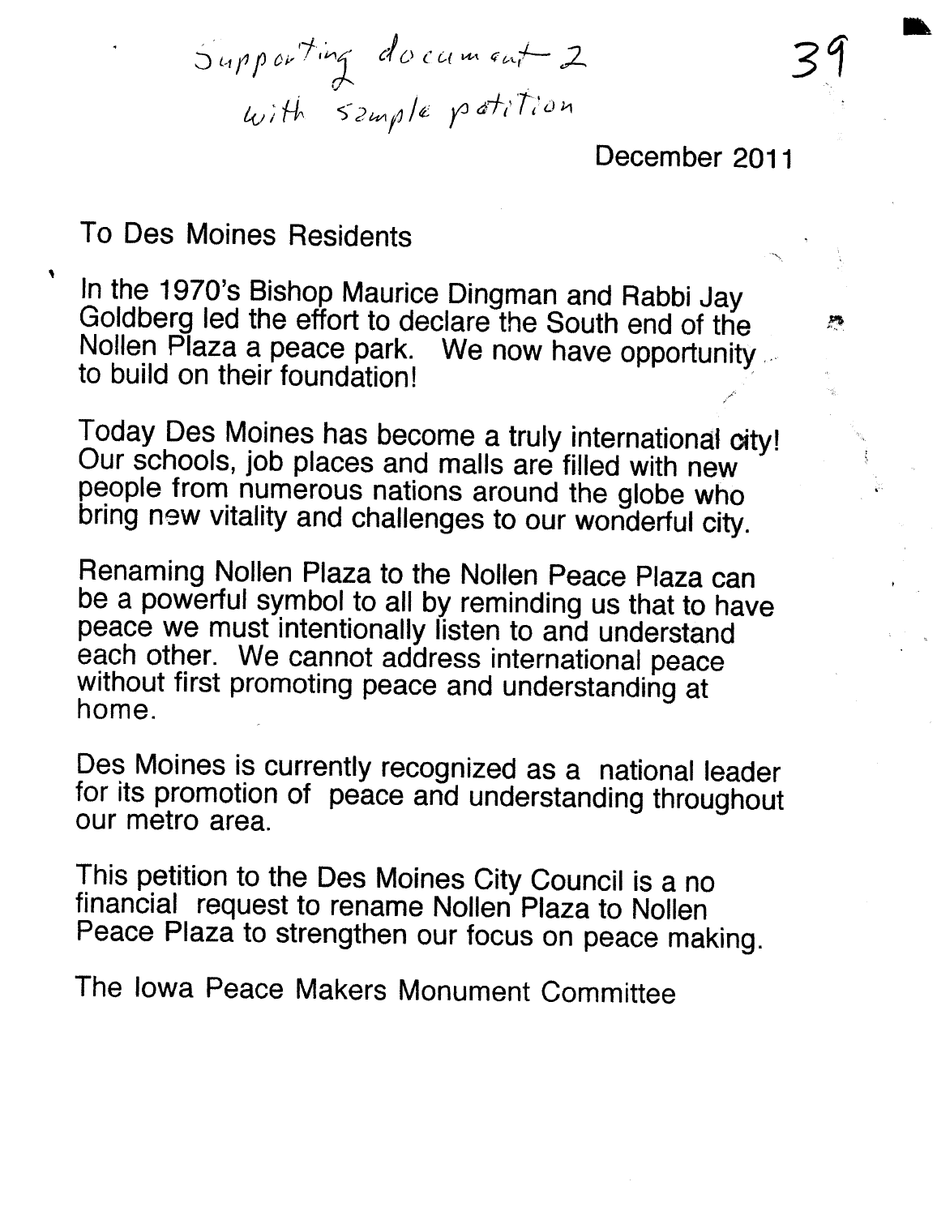Supporting document 2
with sample petition

December 2011

To Des Moines Residents

In the 1970's Bishop Maurice Dingman and Rabbi Jay Goldberg led the effort to declare the South end of the Nollen Plaza a peace park. We now have opportunity to build on their foundation!

Today Des Moines has become a truly international city! Our schools, job places and malls are filled with new people from numerous nations around the globe who bring new vitality and challenges to our wonderful city.

Renaming Nollen Plaza to the Nollen Peace Plaza can be a powerful symbol to all by reminding us that to have peace we must intentionally listen to and understand each other. We cannot address international peace without first promoting peace and understanding at home.

Des Moines is currently recognized as a national leader for its promotion of peace and understanding throughout our metro area.

This petition to the Des Moines City Council is a no financial request to rename Nollen Plaza to Nollen Peace Plaza to strengthen our focus on peace making.

The Iowa Peace Makers Monument Committee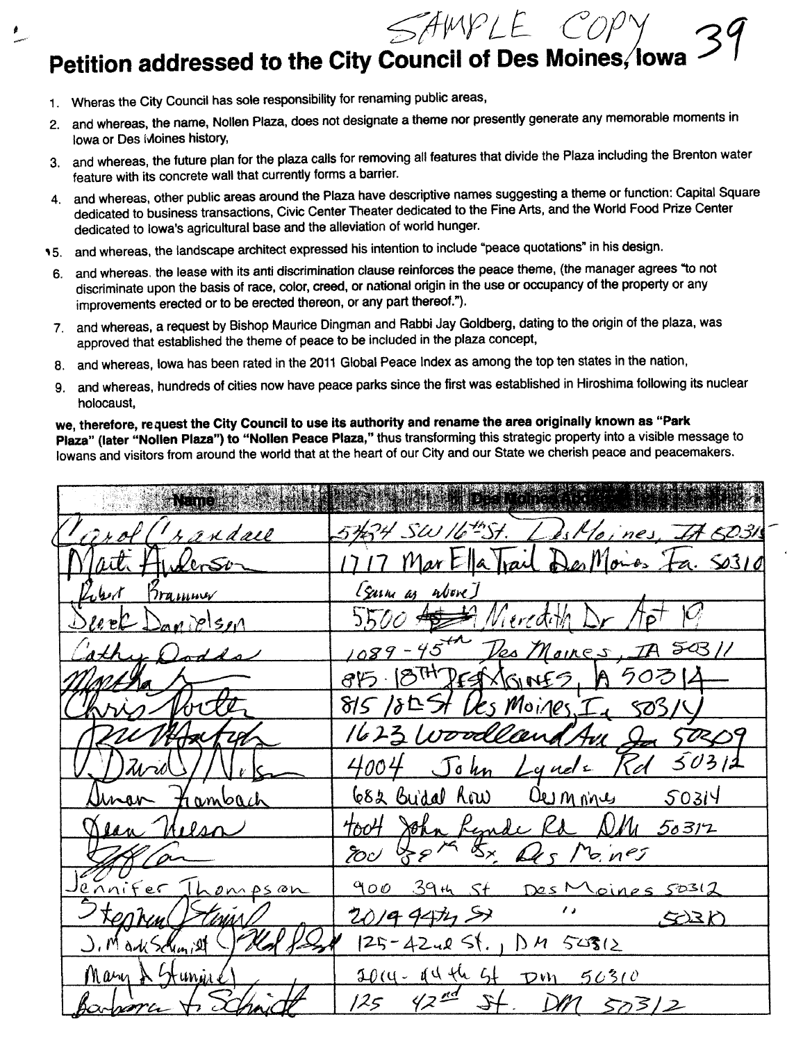SAMPLE COPY 39

# Petition addressed to the City Council of Des Moines, Iowa

1. Wheras the City Council has sole responsibility for renaming public areas,
2. and whereas, the name, Nollen Plaza, does not designate a theme nor presently generate any memorable moments in Iowa or Des Moines history,
3. and whereas, the future plan for the plaza calls for removing all features that divide the Plaza including the Brenton water feature with its concrete wall that currently forms a barrier.
4. and whereas, other public areas around the Plaza have descriptive names suggesting a theme or function: Capital Square dedicated to business transactions, Civic Center Theater dedicated to the Fine Arts, and the World Food Prize Center dedicated to Iowa's agricultural base and the alleviation of world hunger.
5. and whereas, the landscape architect expressed his intention to include "peace quotations" in his design.
6. and whereas, the lease with its anti discrimination clause reinforces the peace theme, (the manager agrees "to not discriminate upon the basis of race, color, creed, or national origin in the use or occupancy of the property or any improvements erected or to be erected thereon, or any part thereof.").
7. and whereas, a request by Bishop Maurice Dingman and Rabbi Jay Goldberg, dating to the origin of the plaza, was approved that established the theme of peace to be included in the plaza concept,
8. and whereas, Iowa has been rated in the 2011 Global Peace Index as among the top ten states in the nation,
9. and whereas, hundreds of cities now have peace parks since the first was established in Hiroshima following its nuclear holocaust,

**we, therefore, request the City Council to use its authority and rename the area originally known as "Park Plaza" (later "Nollen Plaza") to "Nollen Peace Plaza,"** thus transforming this strategic property into a visible message to Iowans and visitors from around the world that at the heart of our City and our State we cherish peace and peacemakers.

| Name | Des Moines Address |
|---|---|
| Carol Crandall | 5434 SW 16th St. Des Moines, IA 50315 |
| Marti Anderson | 1717 Mar Ella Trail Des Moines Ia. 50310 |
| Robert Brammer | [same as above] |
| Derek Danielson | 5500 Meredith Dr Apt 19 |
| Cathy Dodds | 1089 - 45th Des Moines, IA 50311 |
| Martha | 815 18th Des Moines, IA 50314 |
| Chris Porter | 815 18th St Des Moines, Ia 50314 |
| | 1623 Woodland Ave Des 50309 |
| David Nelson | 4004 John Lynde Rd 50312 |
| Susan Frambach | 682 Bridal Row Des Moines 50314 |
| Jean Nelson | 4004 John Lynde Rd DM 50312 |
| | 900 39th St. Des Moines |
| Jennifer Thompson | 900 39th St Des Moines 50312 |
| Stephen Stumme | 2014 44th St " 50310 |
| J. Mark Schmidt | 125 - 42nd St., DM 50312 |
| Mary A Stumme | 2014 - 44th St DM 50310 |
| Barbara A Schmidt | 125 42nd St. DM 50312 |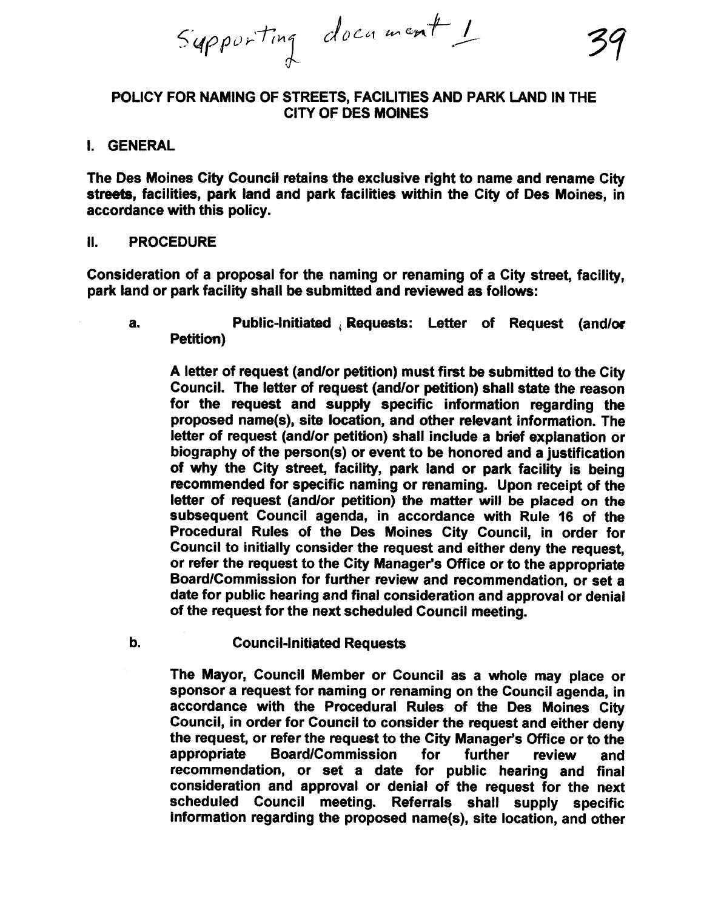Supporting document 1

# POLICY FOR NAMING OF STREETS, FACILITIES AND PARK LAND IN THE CITY OF DES MOINES

## I. GENERAL

**The Des Moines City Council retains the exclusive right to name and rename City streets, facilities, park land and park facilities within the City of Des Moines, in accordance with this policy.**

## II. PROCEDURE

**Consideration of a proposal for the naming or renaming of a City street, facility, park land or park facility shall be submitted and reviewed as follows:**

**a. Public-Initiated Requests: Letter of Request (and/or Petition)**

**A letter of request (and/or petition) must first be submitted to the City Council. The letter of request (and/or petition) shall state the reason for the request and supply specific information regarding the proposed name(s), site location, and other relevant information. The letter of request (and/or petition) shall include a brief explanation or biography of the person(s) or event to be honored and a justification of why the City street, facility, park land or park facility is being recommended for specific naming or renaming. Upon receipt of the letter of request (and/or petition) the matter will be placed on the subsequent Council agenda, in accordance with Rule 16 of the Procedural Rules of the Des Moines City Council, in order for Council to initially consider the request and either deny the request, or refer the request to the City Manager's Office or to the appropriate Board/Commission for further review and recommendation, or set a date for public hearing and final consideration and approval or denial of the request for the next scheduled Council meeting.**

**b. Council-Initiated Requests**

**The Mayor, Council Member or Council as a whole may place or sponsor a request for naming or renaming on the Council agenda, in accordance with the Procedural Rules of the Des Moines City Council, in order for Council to consider the request and either deny the request, or refer the request to the City Manager's Office or to the appropriate Board/Commission for further review and recommendation, or set a date for public hearing and final consideration and approval or denial of the request for the next scheduled Council meeting. Referrals shall supply specific information regarding the proposed name(s), site location, and other**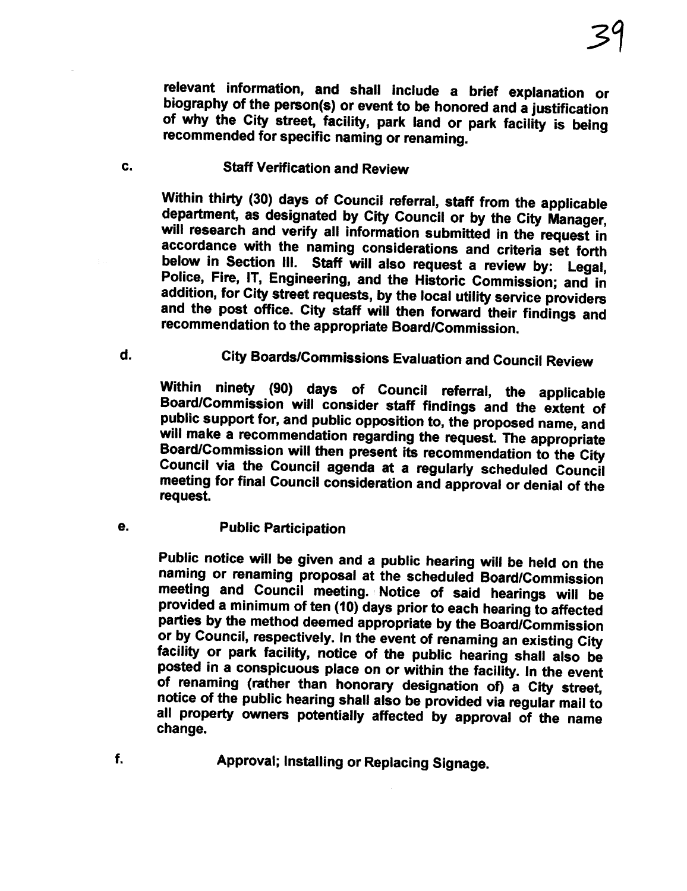relevant information, and shall include a brief explanation or biography of the person(s) or event to be honored and a justification of why the City street, facility, park land or park facility is being recommended for specific naming or renaming.

c. **Staff Verification and Review**

Within thirty (30) days of Council referral, staff from the applicable department, as designated by City Council or by the City Manager, will research and verify all information submitted in the request in accordance with the naming considerations and criteria set forth below in Section III. Staff will also request a review by: Legal, Police, Fire, IT, Engineering, and the Historic Commission; and in addition, for City street requests, by the local utility service providers and the post office. City staff will then forward their findings and recommendation to the appropriate Board/Commission.

d. **City Boards/Commissions Evaluation and Council Review**

Within ninety (90) days of Council referral, the applicable Board/Commission will consider staff findings and the extent of public support for, and public opposition to, the proposed name, and will make a recommendation regarding the request. The appropriate Board/Commission will then present its recommendation to the City Council via the Council agenda at a regularly scheduled Council meeting for final Council consideration and approval or denial of the request.

e. **Public Participation**

Public notice will be given and a public hearing will be held on the naming or renaming proposal at the scheduled Board/Commission meeting and Council meeting. Notice of said hearings will be provided a minimum of ten (10) days prior to each hearing to affected parties by the method deemed appropriate by the Board/Commission or by Council, respectively. In the event of renaming an existing City facility or park facility, notice of the public hearing shall also be posted in a conspicuous place on or within the facility. In the event of renaming (rather than honorary designation of) a City street, notice of the public hearing shall also be provided via regular mail to all property owners potentially affected by approval of the name change.

f. **Approval; Installing or Replacing Signage.**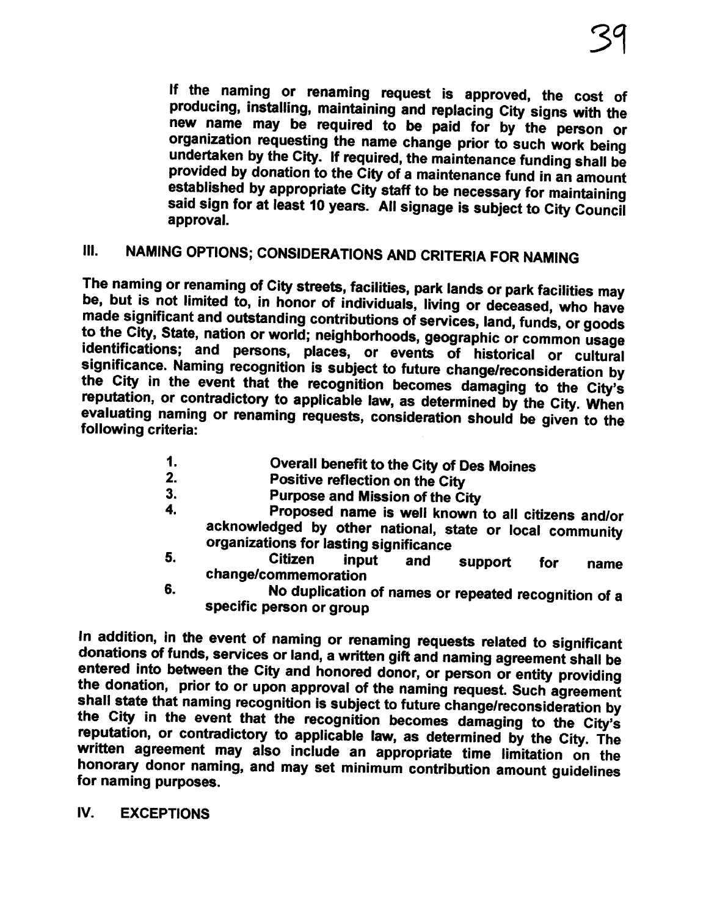If the naming or renaming request is approved, the cost of producing, installing, maintaining and replacing City signs with the new name may be required to be paid for by the person or organization requesting the name change prior to such work being undertaken by the City. If required, the maintenance funding shall be provided by donation to the City of a maintenance fund in an amount established by appropriate City staff to be necessary for maintaining said sign for at least 10 years. All signage is subject to City Council approval.

## III. NAMING OPTIONS; CONSIDERATIONS AND CRITERIA FOR NAMING

The naming or renaming of City streets, facilities, park lands or park facilities may be, but is not limited to, in honor of individuals, living or deceased, who have made significant and outstanding contributions of services, land, funds, or goods to the City, State, nation or world; neighborhoods, geographic or common usage identifications; and persons, places, or events of historical or cultural significance. Naming recognition is subject to future change/reconsideration by the City in the event that the recognition becomes damaging to the City's reputation, or contradictory to applicable law, as determined by the City. When evaluating naming or renaming requests, consideration should be given to the following criteria:

1. Overall benefit to the City of Des Moines
2. Positive reflection on the City
3. Purpose and Mission of the City
4. Proposed name is well known to all citizens and/or acknowledged by other national, state or local community organizations for lasting significance
5. Citizen input and support for name change/commemoration
6. No duplication of names or repeated recognition of a specific person or group

In addition, in the event of naming or renaming requests related to significant donations of funds, services or land, a written gift and naming agreement shall be entered into between the City and honored donor, or person or entity providing the donation, prior to or upon approval of the naming request. Such agreement shall state that naming recognition is subject to future change/reconsideration by the City in the event that the recognition becomes damaging to the City's reputation, or contradictory to applicable law, as determined by the City. The written agreement may also include an appropriate time limitation on the honorary donor naming, and may set minimum contribution amount guidelines for naming purposes.

## IV. EXCEPTIONS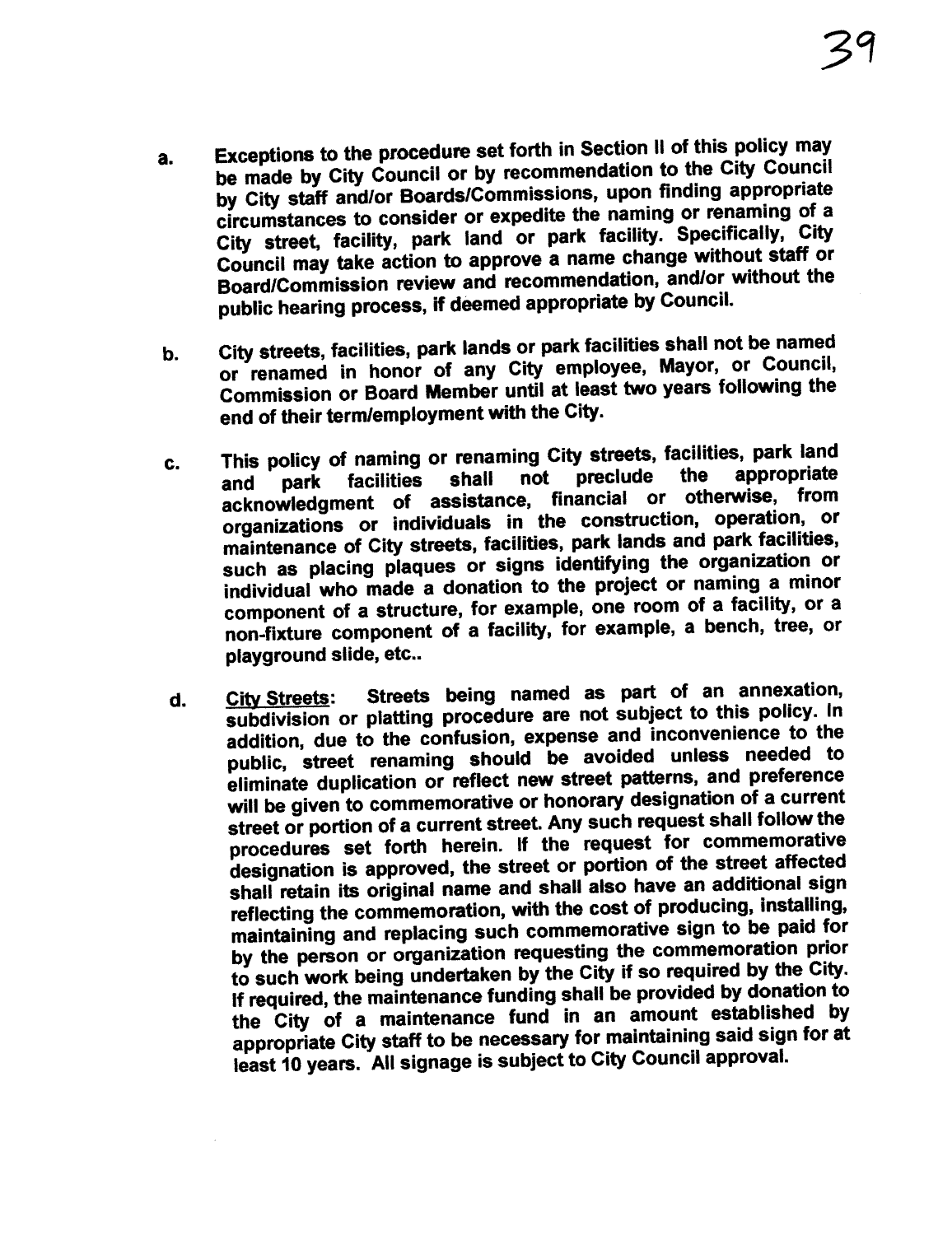a. Exceptions to the procedure set forth in Section II of this policy may be made by City Council or by recommendation to the City Council by City staff and/or Boards/Commissions, upon finding appropriate circumstances to consider or expedite the naming or renaming of a City street, facility, park land or park facility. Specifically, City Council may take action to approve a name change without staff or Board/Commission review and recommendation, and/or without the public hearing process, if deemed appropriate by Council.

b. City streets, facilities, park lands or park facilities shall not be named or renamed in honor of any City employee, Mayor, or Council, Commission or Board Member until at least two years following the end of their term/employment with the City.

c. This policy of naming or renaming City streets, facilities, park land and park facilities shall not preclude the appropriate acknowledgment of assistance, financial or otherwise, from organizations or individuals in the construction, operation, or maintenance of City streets, facilities, park lands and park facilities, such as placing plaques or signs identifying the organization or individual who made a donation to the project or naming a minor component of a structure, for example, one room of a facility, or a non-fixture component of a facility, for example, a bench, tree, or playground slide, etc..

d. <u>City Streets</u>: Streets being named as part of an annexation, subdivision or platting procedure are not subject to this policy. In addition, due to the confusion, expense and inconvenience to the public, street renaming should be avoided unless needed to eliminate duplication or reflect new street patterns, and preference will be given to commemorative or honorary designation of a current street or portion of a current street. Any such request shall follow the procedures set forth herein. If the request for commemorative designation is approved, the street or portion of the street affected shall retain its original name and shall also have an additional sign reflecting the commemoration, with the cost of producing, installing, maintaining and replacing such commemorative sign to be paid for by the person or organization requesting the commemoration prior to such work being undertaken by the City if so required by the City. If required, the maintenance funding shall be provided by donation to the City of a maintenance fund in an amount established by appropriate City staff to be necessary for maintaining said sign for at least 10 years. All signage is subject to City Council approval.